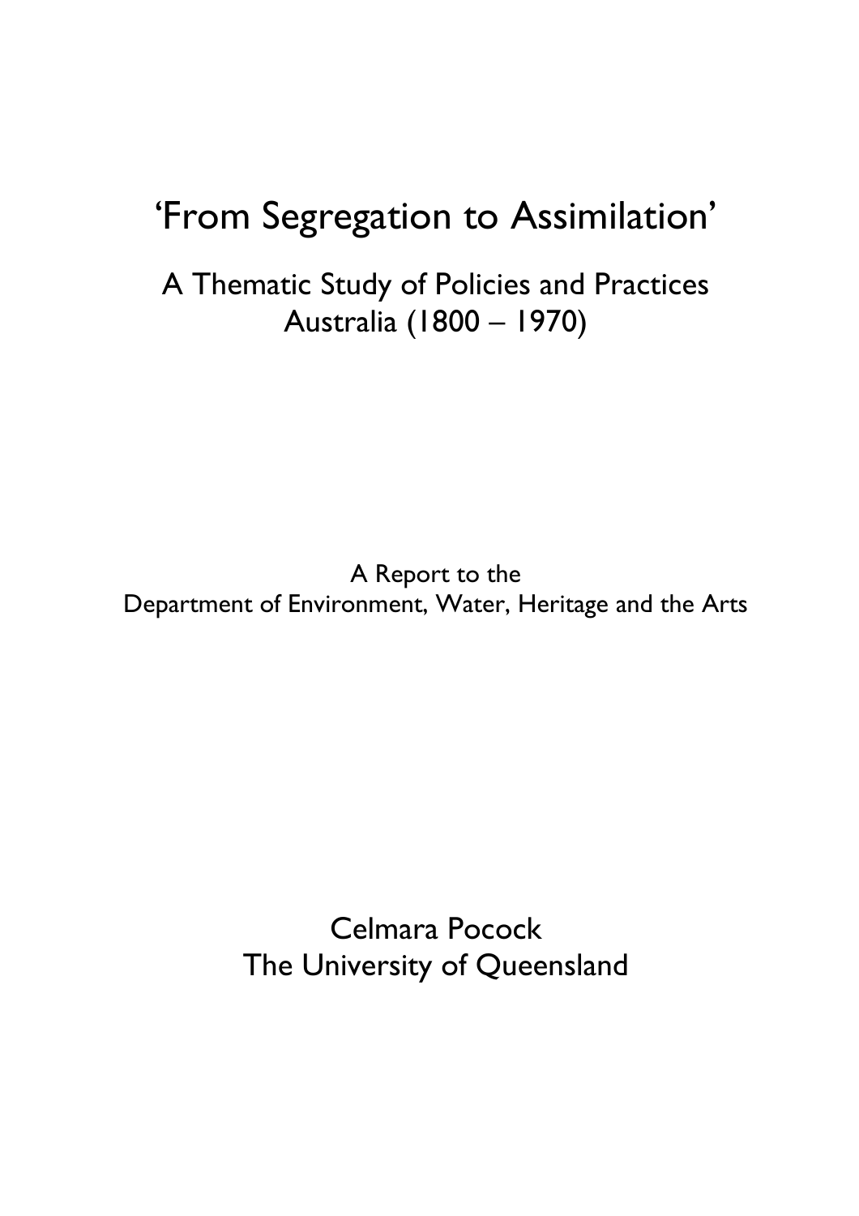# ‘From Segregation to Assimilation’

## A Thematic Study of Policies and Practices
## Australia (1800 – 1970)

A Report to the
Department of Environment, Water, Heritage and the Arts

Celmara Pocock
The University of Queensland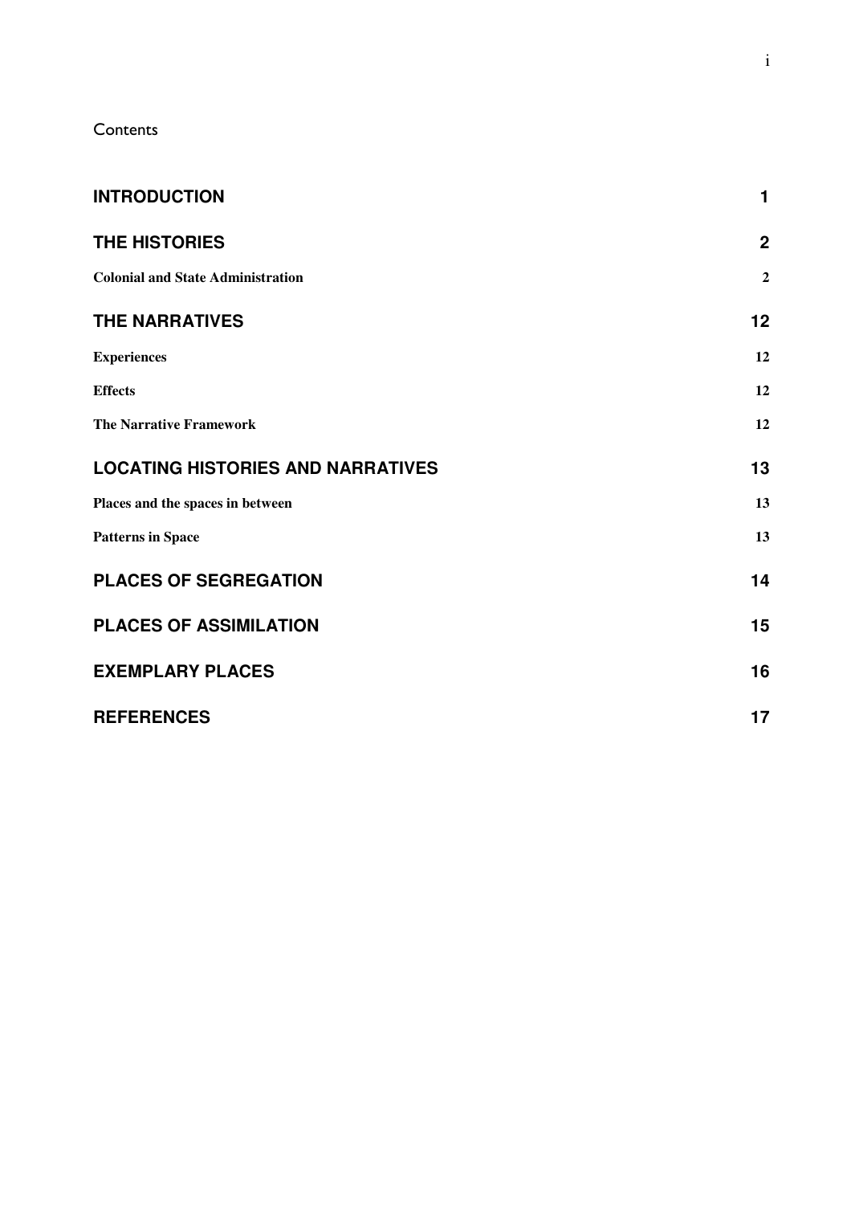Contents

| | |
|---|---|
| **INTRODUCTION** | **1** |
| **THE HISTORIES** | **2** |
| **Colonial and State Administration** | **2** |
| **THE NARRATIVES** | **12** |
| **Experiences** | **12** |
| **Effects** | **12** |
| **The Narrative Framework** | **12** |
| **LOCATING HISTORIES AND NARRATIVES** | **13** |
| **Places and the spaces in between** | **13** |
| **Patterns in Space** | **13** |
| **PLACES OF SEGREGATION** | **14** |
| **PLACES OF ASSIMILATION** | **15** |
| **EXEMPLARY PLACES** | **16** |
| **REFERENCES** | **17** |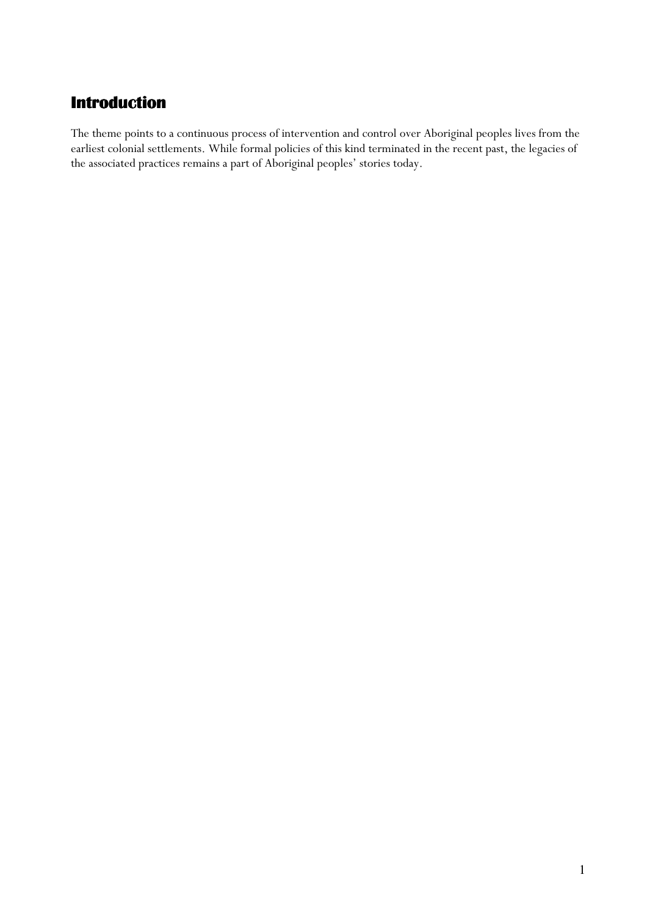## Introduction

The theme points to a continuous process of intervention and control over Aboriginal peoples lives from the earliest colonial settlements. While formal policies of this kind terminated in the recent past, the legacies of the associated practices remains a part of Aboriginal peoples' stories today.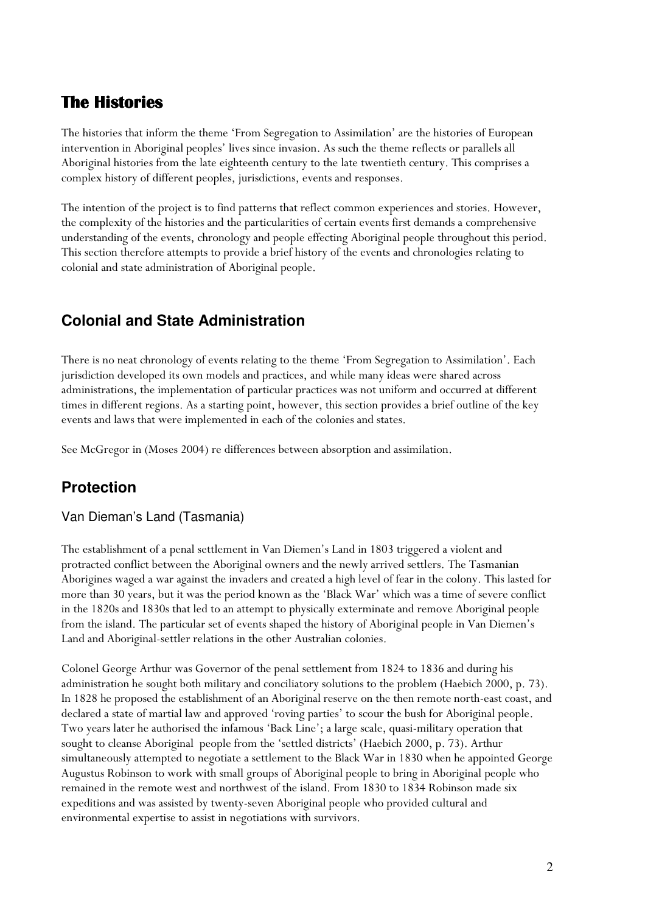## The Histories

The histories that inform the theme 'From Segregation to Assimilation' are the histories of European intervention in Aboriginal peoples' lives since invasion. As such the theme reflects or parallels all Aboriginal histories from the late eighteenth century to the late twentieth century. This comprises a complex history of different peoples, jurisdictions, events and responses.

The intention of the project is to find patterns that reflect common experiences and stories. However, the complexity of the histories and the particularities of certain events first demands a comprehensive understanding of the events, chronology and people effecting Aboriginal people throughout this period. This section therefore attempts to provide a brief history of the events and chronologies relating to colonial and state administration of Aboriginal people.

## Colonial and State Administration

There is no neat chronology of events relating to the theme 'From Segregation to Assimilation'. Each jurisdiction developed its own models and practices, and while many ideas were shared across administrations, the implementation of particular practices was not uniform and occurred at different times in different regions. As a starting point, however, this section provides a brief outline of the key events and laws that were implemented in each of the colonies and states.

See McGregor in (Moses 2004) re differences between absorption and assimilation.

## Protection

### Van Dieman's Land (Tasmania)

The establishment of a penal settlement in Van Diemen's Land in 1803 triggered a violent and protracted conflict between the Aboriginal owners and the newly arrived settlers. The Tasmanian Aborigines waged a war against the invaders and created a high level of fear in the colony. This lasted for more than 30 years, but it was the period known as the 'Black War' which was a time of severe conflict in the 1820s and 1830s that led to an attempt to physically exterminate and remove Aboriginal people from the island. The particular set of events shaped the history of Aboriginal people in Van Diemen's Land and Aboriginal-settler relations in the other Australian colonies.

Colonel George Arthur was Governor of the penal settlement from 1824 to 1836 and during his administration he sought both military and conciliatory solutions to the problem (Haebich 2000, p. 73). In 1828 he proposed the establishment of an Aboriginal reserve on the then remote north-east coast, and declared a state of martial law and approved 'roving parties' to scour the bush for Aboriginal people. Two years later he authorised the infamous 'Back Line'; a large scale, quasi-military operation that sought to cleanse Aboriginal people from the 'settled districts' (Haebich 2000, p. 73). Arthur simultaneously attempted to negotiate a settlement to the Black War in 1830 when he appointed George Augustus Robinson to work with small groups of Aboriginal people to bring in Aboriginal people who remained in the remote west and northwest of the island. From 1830 to 1834 Robinson made six expeditions and was assisted by twenty-seven Aboriginal people who provided cultural and environmental expertise to assist in negotiations with survivors.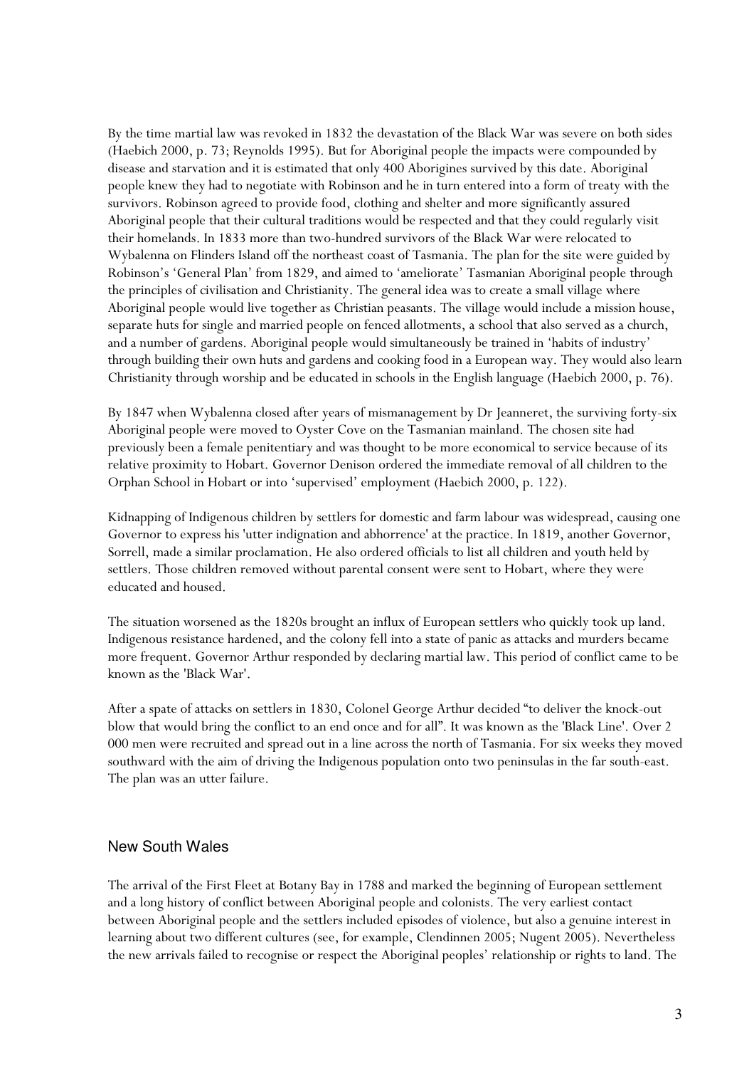By the time martial law was revoked in 1832 the devastation of the Black War was severe on both sides (Haebich 2000, p. 73; Reynolds 1995). But for Aboriginal people the impacts were compounded by disease and starvation and it is estimated that only 400 Aborigines survived by this date. Aboriginal people knew they had to negotiate with Robinson and he in turn entered into a form of treaty with the survivors. Robinson agreed to provide food, clothing and shelter and more significantly assured Aboriginal people that their cultural traditions would be respected and that they could regularly visit their homelands. In 1833 more than two-hundred survivors of the Black War were relocated to Wybalenna on Flinders Island off the northeast coast of Tasmania. The plan for the site were guided by Robinson's 'General Plan' from 1829, and aimed to 'ameliorate' Tasmanian Aboriginal people through the principles of civilisation and Christianity. The general idea was to create a small village where Aboriginal people would live together as Christian peasants. The village would include a mission house, separate huts for single and married people on fenced allotments, a school that also served as a church, and a number of gardens. Aboriginal people would simultaneously be trained in 'habits of industry' through building their own huts and gardens and cooking food in a European way. They would also learn Christianity through worship and be educated in schools in the English language (Haebich 2000, p. 76).

By 1847 when Wybalenna closed after years of mismanagement by Dr Jeanneret, the surviving forty-six Aboriginal people were moved to Oyster Cove on the Tasmanian mainland. The chosen site had previously been a female penitentiary and was thought to be more economical to service because of its relative proximity to Hobart. Governor Denison ordered the immediate removal of all children to the Orphan School in Hobart or into 'supervised' employment (Haebich 2000, p. 122).

Kidnapping of Indigenous children by settlers for domestic and farm labour was widespread, causing one Governor to express his 'utter indignation and abhorrence' at the practice. In 1819, another Governor, Sorrell, made a similar proclamation. He also ordered officials to list all children and youth held by settlers. Those children removed without parental consent were sent to Hobart, where they were educated and housed.

The situation worsened as the 1820s brought an influx of European settlers who quickly took up land. Indigenous resistance hardened, and the colony fell into a state of panic as attacks and murders became more frequent. Governor Arthur responded by declaring martial law. This period of conflict came to be known as the 'Black War'.

After a spate of attacks on settlers in 1830, Colonel George Arthur decided "to deliver the knock-out blow that would bring the conflict to an end once and for all". It was known as the 'Black Line'. Over 2 000 men were recruited and spread out in a line across the north of Tasmania. For six weeks they moved southward with the aim of driving the Indigenous population onto two peninsulas in the far south-east. The plan was an utter failure.

## New South Wales

The arrival of the First Fleet at Botany Bay in 1788 and marked the beginning of European settlement and a long history of conflict between Aboriginal people and colonists. The very earliest contact between Aboriginal people and the settlers included episodes of violence, but also a genuine interest in learning about two different cultures (see, for example, Clendinnen 2005; Nugent 2005). Nevertheless the new arrivals failed to recognise or respect the Aboriginal peoples' relationship or rights to land. The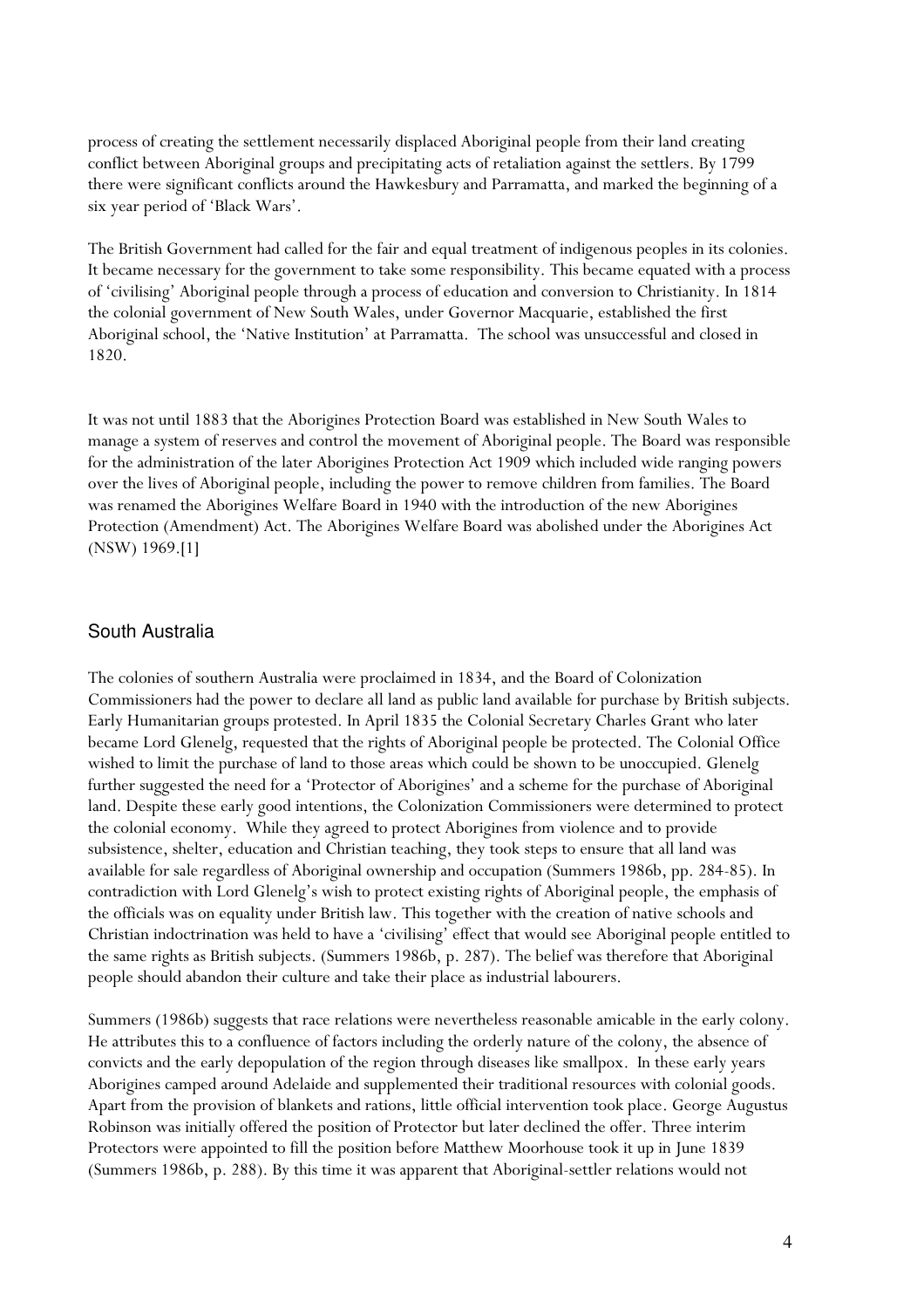process of creating the settlement necessarily displaced Aboriginal people from their land creating conflict between Aboriginal groups and precipitating acts of retaliation against the settlers. By 1799 there were significant conflicts around the Hawkesbury and Parramatta, and marked the beginning of a six year period of 'Black Wars'.

The British Government had called for the fair and equal treatment of indigenous peoples in its colonies. It became necessary for the government to take some responsibility. This became equated with a process of 'civilising' Aboriginal people through a process of education and conversion to Christianity. In 1814 the colonial government of New South Wales, under Governor Macquarie, established the first Aboriginal school, the 'Native Institution' at Parramatta. The school was unsuccessful and closed in 1820.

It was not until 1883 that the Aborigines Protection Board was established in New South Wales to manage a system of reserves and control the movement of Aboriginal people. The Board was responsible for the administration of the later Aborigines Protection Act 1909 which included wide ranging powers over the lives of Aboriginal people, including the power to remove children from families. The Board was renamed the Aborigines Welfare Board in 1940 with the introduction of the new Aborigines Protection (Amendment) Act. The Aborigines Welfare Board was abolished under the Aborigines Act (NSW) 1969.[1]

## South Australia

The colonies of southern Australia were proclaimed in 1834, and the Board of Colonization Commissioners had the power to declare all land as public land available for purchase by British subjects. Early Humanitarian groups protested. In April 1835 the Colonial Secretary Charles Grant who later became Lord Glenelg, requested that the rights of Aboriginal people be protected. The Colonial Office wished to limit the purchase of land to those areas which could be shown to be unoccupied. Glenelg further suggested the need for a 'Protector of Aborigines' and a scheme for the purchase of Aboriginal land. Despite these early good intentions, the Colonization Commissioners were determined to protect the colonial economy. While they agreed to protect Aborigines from violence and to provide subsistence, shelter, education and Christian teaching, they took steps to ensure that all land was available for sale regardless of Aboriginal ownership and occupation (Summers 1986b, pp. 284-85). In contradiction with Lord Glenelg's wish to protect existing rights of Aboriginal people, the emphasis of the officials was on equality under British law. This together with the creation of native schools and Christian indoctrination was held to have a 'civilising' effect that would see Aboriginal people entitled to the same rights as British subjects. (Summers 1986b, p. 287). The belief was therefore that Aboriginal people should abandon their culture and take their place as industrial labourers.

Summers (1986b) suggests that race relations were nevertheless reasonable amicable in the early colony. He attributes this to a confluence of factors including the orderly nature of the colony, the absence of convicts and the early depopulation of the region through diseases like smallpox. In these early years Aborigines camped around Adelaide and supplemented their traditional resources with colonial goods. Apart from the provision of blankets and rations, little official intervention took place. George Augustus Robinson was initially offered the position of Protector but later declined the offer. Three interim Protectors were appointed to fill the position before Matthew Moorhouse took it up in June 1839 (Summers 1986b, p. 288). By this time it was apparent that Aboriginal-settler relations would not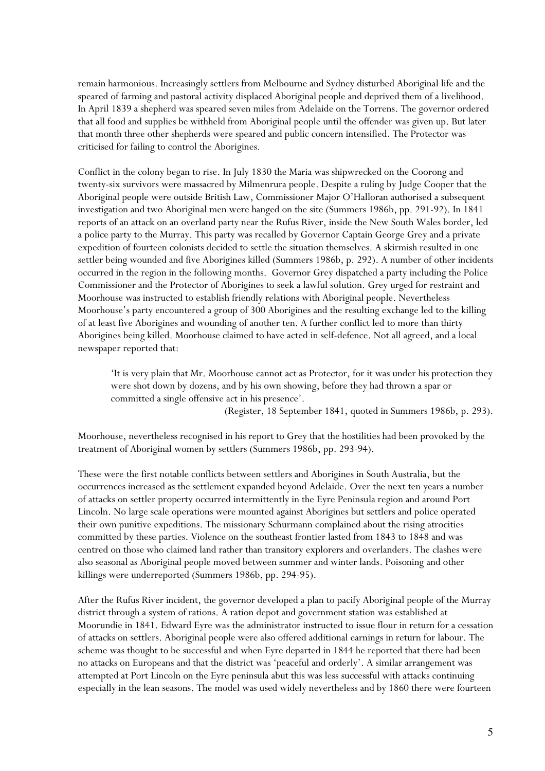remain harmonious. Increasingly settlers from Melbourne and Sydney disturbed Aboriginal life and the speared of farming and pastoral activity displaced Aboriginal people and deprived them of a livelihood. In April 1839 a shepherd was speared seven miles from Adelaide on the Torrens. The governor ordered that all food and supplies be withheld from Aboriginal people until the offender was given up. But later that month three other shepherds were speared and public concern intensified. The Protector was criticised for failing to control the Aborigines.

Conflict in the colony began to rise. In July 1830 the Maria was shipwrecked on the Coorong and twenty-six survivors were massacred by Milmenrura people. Despite a ruling by Judge Cooper that the Aboriginal people were outside British Law, Commissioner Major O'Halloran authorised a subsequent investigation and two Aboriginal men were hanged on the site (Summers 1986b, pp. 291-92). In 1841 reports of an attack on an overland party near the Rufus River, inside the New South Wales border, led a police party to the Murray. This party was recalled by Governor Captain George Grey and a private expedition of fourteen colonists decided to settle the situation themselves. A skirmish resulted in one settler being wounded and five Aborigines killed (Summers 1986b, p. 292). A number of other incidents occurred in the region in the following months. Governor Grey dispatched a party including the Police Commissioner and the Protector of Aborigines to seek a lawful solution. Grey urged for restraint and Moorhouse was instructed to establish friendly relations with Aboriginal people. Nevertheless Moorhouse's party encountered a group of 300 Aborigines and the resulting exchange led to the killing of at least five Aborigines and wounding of another ten. A further conflict led to more than thirty Aborigines being killed. Moorhouse claimed to have acted in self-defence. Not all agreed, and a local newspaper reported that:

> 'It is very plain that Mr. Moorhouse cannot act as Protector, for it was under his protection they were shot down by dozens, and by his own showing, before they had thrown a spar or committed a single offensive act in his presence'.
>
> (Register, 18 September 1841, quoted in Summers 1986b, p. 293).

Moorhouse, nevertheless recognised in his report to Grey that the hostilities had been provoked by the treatment of Aboriginal women by settlers (Summers 1986b, pp. 293-94).

These were the first notable conflicts between settlers and Aborigines in South Australia, but the occurrences increased as the settlement expanded beyond Adelaide. Over the next ten years a number of attacks on settler property occurred intermittently in the Eyre Peninsula region and around Port Lincoln. No large scale operations were mounted against Aborigines but settlers and police operated their own punitive expeditions. The missionary Schurmann complained about the rising atrocities committed by these parties. Violence on the southeast frontier lasted from 1843 to 1848 and was centred on those who claimed land rather than transitory explorers and overlanders. The clashes were also seasonal as Aboriginal people moved between summer and winter lands. Poisoning and other killings were underreported (Summers 1986b, pp. 294-95).

After the Rufus River incident, the governor developed a plan to pacify Aboriginal people of the Murray district through a system of rations. A ration depot and government station was established at Moorundie in 1841. Edward Eyre was the administrator instructed to issue flour in return for a cessation of attacks on settlers. Aboriginal people were also offered additional earnings in return for labour. The scheme was thought to be successful and when Eyre departed in 1844 he reported that there had been no attacks on Europeans and that the district was 'peaceful and orderly'. A similar arrangement was attempted at Port Lincoln on the Eyre peninsula abut this was less successful with attacks continuing especially in the lean seasons. The model was used widely nevertheless and by 1860 there were fourteen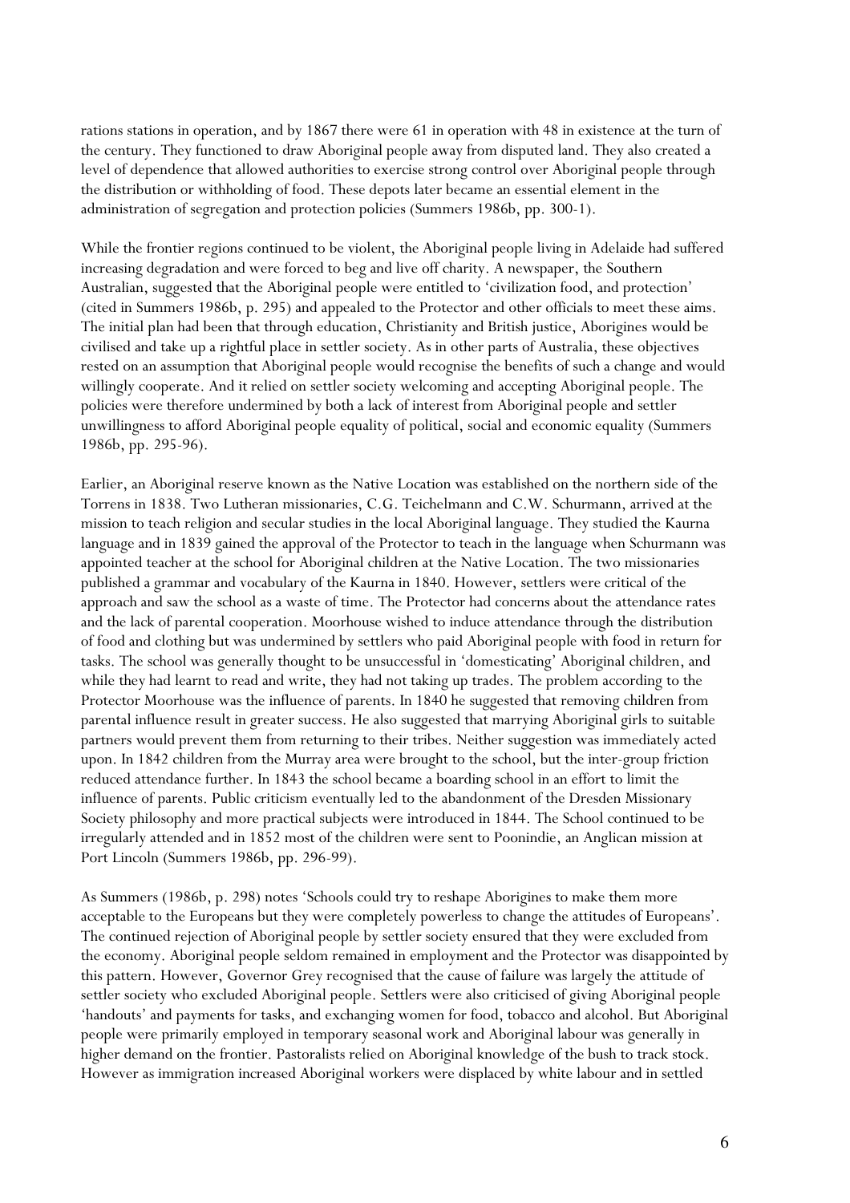rations stations in operation, and by 1867 there were 61 in operation with 48 in existence at the turn of the century. They functioned to draw Aboriginal people away from disputed land. They also created a level of dependence that allowed authorities to exercise strong control over Aboriginal people through the distribution or withholding of food. These depots later became an essential element in the administration of segregation and protection policies (Summers 1986b, pp. 300-1).

While the frontier regions continued to be violent, the Aboriginal people living in Adelaide had suffered increasing degradation and were forced to beg and live off charity. A newspaper, the Southern Australian, suggested that the Aboriginal people were entitled to 'civilization food, and protection' (cited in Summers 1986b, p. 295) and appealed to the Protector and other officials to meet these aims. The initial plan had been that through education, Christianity and British justice, Aborigines would be civilised and take up a rightful place in settler society. As in other parts of Australia, these objectives rested on an assumption that Aboriginal people would recognise the benefits of such a change and would willingly cooperate. And it relied on settler society welcoming and accepting Aboriginal people. The policies were therefore undermined by both a lack of interest from Aboriginal people and settler unwillingness to afford Aboriginal people equality of political, social and economic equality (Summers 1986b, pp. 295-96).

Earlier, an Aboriginal reserve known as the Native Location was established on the northern side of the Torrens in 1838. Two Lutheran missionaries, C.G. Teichelmann and C.W. Schurmann, arrived at the mission to teach religion and secular studies in the local Aboriginal language. They studied the Kaurna language and in 1839 gained the approval of the Protector to teach in the language when Schurmann was appointed teacher at the school for Aboriginal children at the Native Location. The two missionaries published a grammar and vocabulary of the Kaurna in 1840. However, settlers were critical of the approach and saw the school as a waste of time. The Protector had concerns about the attendance rates and the lack of parental cooperation. Moorhouse wished to induce attendance through the distribution of food and clothing but was undermined by settlers who paid Aboriginal people with food in return for tasks. The school was generally thought to be unsuccessful in 'domesticating' Aboriginal children, and while they had learnt to read and write, they had not taking up trades. The problem according to the Protector Moorhouse was the influence of parents. In 1840 he suggested that removing children from parental influence result in greater success. He also suggested that marrying Aboriginal girls to suitable partners would prevent them from returning to their tribes. Neither suggestion was immediately acted upon. In 1842 children from the Murray area were brought to the school, but the inter-group friction reduced attendance further. In 1843 the school became a boarding school in an effort to limit the influence of parents. Public criticism eventually led to the abandonment of the Dresden Missionary Society philosophy and more practical subjects were introduced in 1844. The School continued to be irregularly attended and in 1852 most of the children were sent to Poonindie, an Anglican mission at Port Lincoln (Summers 1986b, pp. 296-99).

As Summers (1986b, p. 298) notes 'Schools could try to reshape Aborigines to make them more acceptable to the Europeans but they were completely powerless to change the attitudes of Europeans'. The continued rejection of Aboriginal people by settler society ensured that they were excluded from the economy. Aboriginal people seldom remained in employment and the Protector was disappointed by this pattern. However, Governor Grey recognised that the cause of failure was largely the attitude of settler society who excluded Aboriginal people. Settlers were also criticised of giving Aboriginal people 'handouts' and payments for tasks, and exchanging women for food, tobacco and alcohol. But Aboriginal people were primarily employed in temporary seasonal work and Aboriginal labour was generally in higher demand on the frontier. Pastoralists relied on Aboriginal knowledge of the bush to track stock. However as immigration increased Aboriginal workers were displaced by white labour and in settled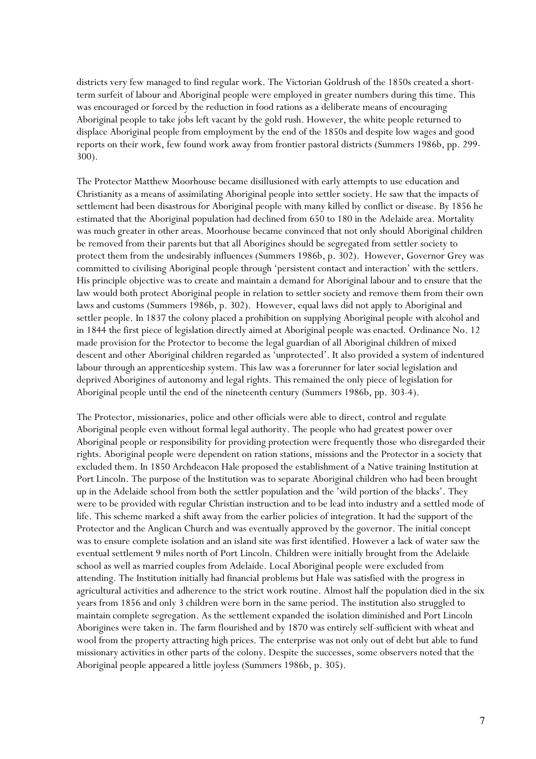districts very few managed to find regular work. The Victorian Goldrush of the 1850s created a short-term surfeit of labour and Aboriginal people were employed in greater numbers during this time. This was encouraged or forced by the reduction in food rations as a deliberate means of encouraging Aboriginal people to take jobs left vacant by the gold rush. However, the white people returned to displace Aboriginal people from employment by the end of the 1850s and despite low wages and good reports on their work, few found work away from frontier pastoral districts (Summers 1986b, pp. 299-300).

The Protector Matthew Moorhouse became disillusioned with early attempts to use education and Christianity as a means of assimilating Aboriginal people into settler society. He saw that the impacts of settlement had been disastrous for Aboriginal people with many killed by conflict or disease. By 1856 he estimated that the Aboriginal population had declined from 650 to 180 in the Adelaide area. Mortality was much greater in other areas. Moorhouse became convinced that not only should Aboriginal children be removed from their parents but that all Aborigines should be segregated from settler society to protect them from the undesirably influences (Summers 1986b, p. 302). However, Governor Grey was committed to civilising Aboriginal people through 'persistent contact and interaction' with the settlers. His principle objective was to create and maintain a demand for Aboriginal labour and to ensure that the law would both protect Aboriginal people in relation to settler society and remove them from their own laws and customs (Summers 1986b, p. 302). However, equal laws did not apply to Aboriginal and settler people. In 1837 the colony placed a prohibition on supplying Aboriginal people with alcohol and in 1844 the first piece of legislation directly aimed at Aboriginal people was enacted. Ordinance No. 12 made provision for the Protector to become the legal guardian of all Aboriginal children of mixed descent and other Aboriginal children regarded as 'unprotected'. It also provided a system of indentured labour through an apprenticeship system. This law was a forerunner for later social legislation and deprived Aborigines of autonomy and legal rights. This remained the only piece of legislation for Aboriginal people until the end of the nineteenth century (Summers 1986b, pp. 303-4).

The Protector, missionaries, police and other officials were able to direct, control and regulate Aboriginal people even without formal legal authority. The people who had greatest power over Aboriginal people or responsibility for providing protection were frequently those who disregarded their rights. Aboriginal people were dependent on ration stations, missions and the Protector in a society that excluded them. In 1850 Archdeacon Hale proposed the establishment of a Native training Institution at Port Lincoln. The purpose of the Institution was to separate Aboriginal children who had been brought up in the Adelaide school from both the settler population and the 'wild portion of the blacks'. They were to be provided with regular Christian instruction and to be lead into industry and a settled mode of life. This scheme marked a shift away from the earlier policies of integration. It had the support of the Protector and the Anglican Church and was eventually approved by the governor. The initial concept was to ensure complete isolation and an island site was first identified. However a lack of water saw the eventual settlement 9 miles north of Port Lincoln. Children were initially brought from the Adelaide school as well as married couples from Adelaide. Local Aboriginal people were excluded from attending. The Institution initially had financial problems but Hale was satisfied with the progress in agricultural activities and adherence to the strict work routine. Almost half the population died in the six years from 1856 and only 3 children were born in the same period. The institution also struggled to maintain complete segregation. As the settlement expanded the isolation diminished and Port Lincoln Aborigines were taken in. The farm flourished and by 1870 was entirely self-sufficient with wheat and wool from the property attracting high prices. The enterprise was not only out of debt but able to fund missionary activities in other parts of the colony. Despite the successes, some observers noted that the Aboriginal people appeared a little joyless (Summers 1986b, p. 305).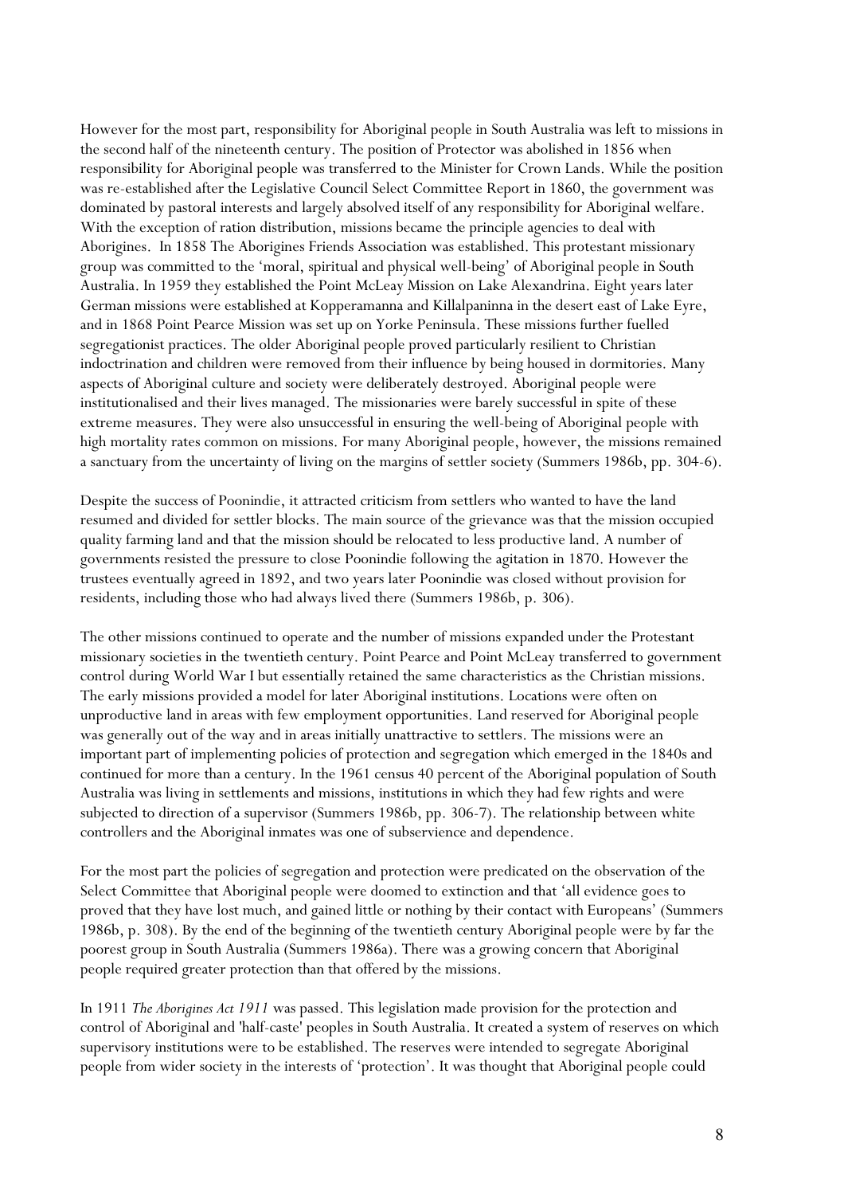However for the most part, responsibility for Aboriginal people in South Australia was left to missions in the second half of the nineteenth century. The position of Protector was abolished in 1856 when responsibility for Aboriginal people was transferred to the Minister for Crown Lands. While the position was re-established after the Legislative Council Select Committee Report in 1860, the government was dominated by pastoral interests and largely absolved itself of any responsibility for Aboriginal welfare. With the exception of ration distribution, missions became the principle agencies to deal with Aborigines. In 1858 The Aborigines Friends Association was established. This protestant missionary group was committed to the 'moral, spiritual and physical well-being' of Aboriginal people in South Australia. In 1959 they established the Point McLeay Mission on Lake Alexandrina. Eight years later German missions were established at Kopperamanna and Killalpaninna in the desert east of Lake Eyre, and in 1868 Point Pearce Mission was set up on Yorke Peninsula. These missions further fuelled segregationist practices. The older Aboriginal people proved particularly resilient to Christian indoctrination and children were removed from their influence by being housed in dormitories. Many aspects of Aboriginal culture and society were deliberately destroyed. Aboriginal people were institutionalised and their lives managed. The missionaries were barely successful in spite of these extreme measures. They were also unsuccessful in ensuring the well-being of Aboriginal people with high mortality rates common on missions. For many Aboriginal people, however, the missions remained a sanctuary from the uncertainty of living on the margins of settler society (Summers 1986b, pp. 304-6).

Despite the success of Poonindie, it attracted criticism from settlers who wanted to have the land resumed and divided for settler blocks. The main source of the grievance was that the mission occupied quality farming land and that the mission should be relocated to less productive land. A number of governments resisted the pressure to close Poonindie following the agitation in 1870. However the trustees eventually agreed in 1892, and two years later Poonindie was closed without provision for residents, including those who had always lived there (Summers 1986b, p. 306).

The other missions continued to operate and the number of missions expanded under the Protestant missionary societies in the twentieth century. Point Pearce and Point McLeay transferred to government control during World War I but essentially retained the same characteristics as the Christian missions. The early missions provided a model for later Aboriginal institutions. Locations were often on unproductive land in areas with few employment opportunities. Land reserved for Aboriginal people was generally out of the way and in areas initially unattractive to settlers. The missions were an important part of implementing policies of protection and segregation which emerged in the 1840s and continued for more than a century. In the 1961 census 40 percent of the Aboriginal population of South Australia was living in settlements and missions, institutions in which they had few rights and were subjected to direction of a supervisor (Summers 1986b, pp. 306-7). The relationship between white controllers and the Aboriginal inmates was one of subservience and dependence.

For the most part the policies of segregation and protection were predicated on the observation of the Select Committee that Aboriginal people were doomed to extinction and that 'all evidence goes to proved that they have lost much, and gained little or nothing by their contact with Europeans' (Summers 1986b, p. 308). By the end of the beginning of the twentieth century Aboriginal people were by far the poorest group in South Australia (Summers 1986a). There was a growing concern that Aboriginal people required greater protection than that offered by the missions.

In 1911 *The Aborigines Act 1911* was passed. This legislation made provision for the protection and control of Aboriginal and 'half-caste' peoples in South Australia. It created a system of reserves on which supervisory institutions were to be established. The reserves were intended to segregate Aboriginal people from wider society in the interests of 'protection'. It was thought that Aboriginal people could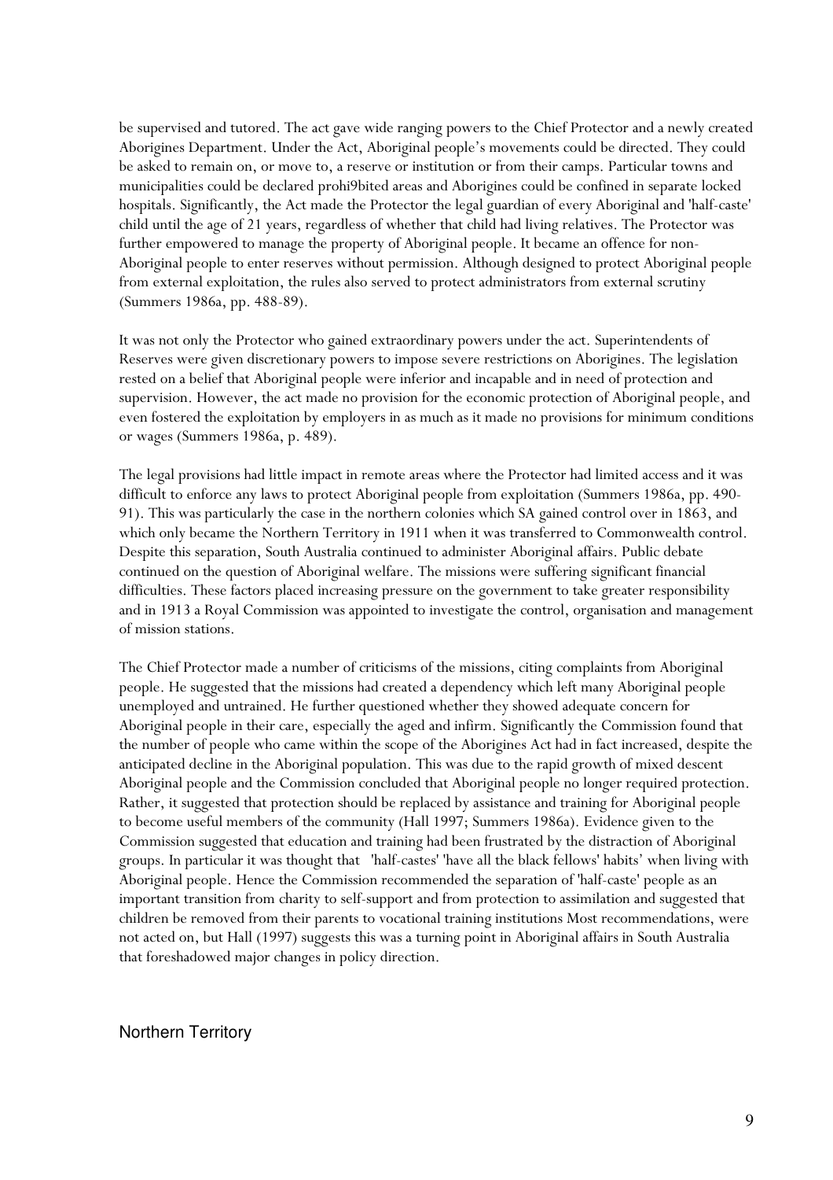be supervised and tutored. The act gave wide ranging powers to the Chief Protector and a newly created Aborigines Department. Under the Act, Aboriginal people's movements could be directed. They could be asked to remain on, or move to, a reserve or institution or from their camps. Particular towns and municipalities could be declared prohi9bited areas and Aborigines could be confined in separate locked hospitals. Significantly, the Act made the Protector the legal guardian of every Aboriginal and 'half-caste' child until the age of 21 years, regardless of whether that child had living relatives. The Protector was further empowered to manage the property of Aboriginal people. It became an offence for non-Aboriginal people to enter reserves without permission. Although designed to protect Aboriginal people from external exploitation, the rules also served to protect administrators from external scrutiny (Summers 1986a, pp. 488-89).

It was not only the Protector who gained extraordinary powers under the act. Superintendents of Reserves were given discretionary powers to impose severe restrictions on Aborigines. The legislation rested on a belief that Aboriginal people were inferior and incapable and in need of protection and supervision. However, the act made no provision for the economic protection of Aboriginal people, and even fostered the exploitation by employers in as much as it made no provisions for minimum conditions or wages (Summers 1986a, p. 489).

The legal provisions had little impact in remote areas where the Protector had limited access and it was difficult to enforce any laws to protect Aboriginal people from exploitation (Summers 1986a, pp. 490-91). This was particularly the case in the northern colonies which SA gained control over in 1863, and which only became the Northern Territory in 1911 when it was transferred to Commonwealth control. Despite this separation, South Australia continued to administer Aboriginal affairs. Public debate continued on the question of Aboriginal welfare. The missions were suffering significant financial difficulties. These factors placed increasing pressure on the government to take greater responsibility and in 1913 a Royal Commission was appointed to investigate the control, organisation and management of mission stations.

The Chief Protector made a number of criticisms of the missions, citing complaints from Aboriginal people. He suggested that the missions had created a dependency which left many Aboriginal people unemployed and untrained. He further questioned whether they showed adequate concern for Aboriginal people in their care, especially the aged and infirm. Significantly the Commission found that the number of people who came within the scope of the Aborigines Act had in fact increased, despite the anticipated decline in the Aboriginal population. This was due to the rapid growth of mixed descent Aboriginal people and the Commission concluded that Aboriginal people no longer required protection. Rather, it suggested that protection should be replaced by assistance and training for Aboriginal people to become useful members of the community (Hall 1997; Summers 1986a). Evidence given to the Commission suggested that education and training had been frustrated by the distraction of Aboriginal groups. In particular it was thought that 'half-castes' 'have all the black fellows' habits' when living with Aboriginal people. Hence the Commission recommended the separation of 'half-caste' people as an important transition from charity to self-support and from protection to assimilation and suggested that children be removed from their parents to vocational training institutions Most recommendations, were not acted on, but Hall (1997) suggests this was a turning point in Aboriginal affairs in South Australia that foreshadowed major changes in policy direction.

## Northern Territory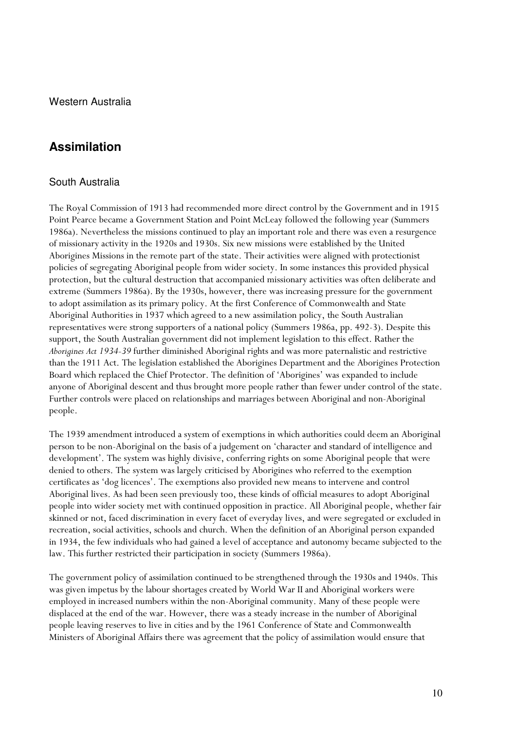### Western Australia

## Assimilation

### South Australia

The Royal Commission of 1913 had recommended more direct control by the Government and in 1915 Point Pearce became a Government Station and Point McLeay followed the following year (Summers 1986a). Nevertheless the missions continued to play an important role and there was even a resurgence of missionary activity in the 1920s and 1930s. Six new missions were established by the United Aborigines Missions in the remote part of the state. Their activities were aligned with protectionist policies of segregating Aboriginal people from wider society. In some instances this provided physical protection, but the cultural destruction that accompanied missionary activities was often deliberate and extreme (Summers 1986a). By the 1930s, however, there was increasing pressure for the government to adopt assimilation as its primary policy. At the first Conference of Commonwealth and State Aboriginal Authorities in 1937 which agreed to a new assimilation policy, the South Australian representatives were strong supporters of a national policy (Summers 1986a, pp. 492-3). Despite this support, the South Australian government did not implement legislation to this effect. Rather the *Aborigines Act 1934-39* further diminished Aboriginal rights and was more paternalistic and restrictive than the 1911 Act. The legislation established the Aborigines Department and the Aborigines Protection Board which replaced the Chief Protector. The definition of 'Aborigines' was expanded to include anyone of Aboriginal descent and thus brought more people rather than fewer under control of the state. Further controls were placed on relationships and marriages between Aboriginal and non-Aboriginal people.

The 1939 amendment introduced a system of exemptions in which authorities could deem an Aboriginal person to be non-Aboriginal on the basis of a judgement on 'character and standard of intelligence and development'. The system was highly divisive, conferring rights on some Aboriginal people that were denied to others. The system was largely criticised by Aborigines who referred to the exemption certificates as 'dog licences'. The exemptions also provided new means to intervene and control Aboriginal lives. As had been seen previously too, these kinds of official measures to adopt Aboriginal people into wider society met with continued opposition in practice. All Aboriginal people, whether fair skinned or not, faced discrimination in every facet of everyday lives, and were segregated or excluded in recreation, social activities, schools and church. When the definition of an Aboriginal person expanded in 1934, the few individuals who had gained a level of acceptance and autonomy became subjected to the law. This further restricted their participation in society (Summers 1986a).

The government policy of assimilation continued to be strengthened through the 1930s and 1940s. This was given impetus by the labour shortages created by World War II and Aboriginal workers were employed in increased numbers within the non-Aboriginal community. Many of these people were displaced at the end of the war. However, there was a steady increase in the number of Aboriginal people leaving reserves to live in cities and by the 1961 Conference of State and Commonwealth Ministers of Aboriginal Affairs there was agreement that the policy of assimilation would ensure that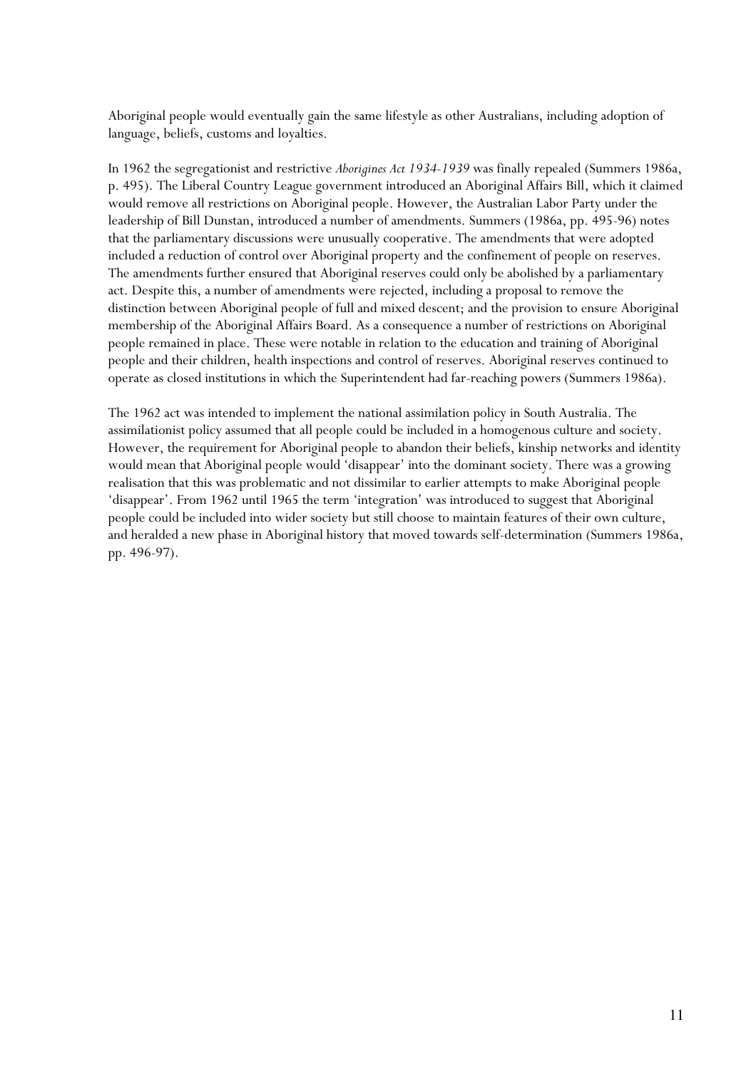Aboriginal people would eventually gain the same lifestyle as other Australians, including adoption of language, beliefs, customs and loyalties.

In 1962 the segregationist and restrictive *Aborigines Act 1934-1939* was finally repealed (Summers 1986a, p. 495). The Liberal Country League government introduced an Aboriginal Affairs Bill, which it claimed would remove all restrictions on Aboriginal people. However, the Australian Labor Party under the leadership of Bill Dunstan, introduced a number of amendments. Summers (1986a, pp. 495-96) notes that the parliamentary discussions were unusually cooperative. The amendments that were adopted included a reduction of control over Aboriginal property and the confinement of people on reserves. The amendments further ensured that Aboriginal reserves could only be abolished by a parliamentary act. Despite this, a number of amendments were rejected, including a proposal to remove the distinction between Aboriginal people of full and mixed descent; and the provision to ensure Aboriginal membership of the Aboriginal Affairs Board. As a consequence a number of restrictions on Aboriginal people remained in place. These were notable in relation to the education and training of Aboriginal people and their children, health inspections and control of reserves. Aboriginal reserves continued to operate as closed institutions in which the Superintendent had far-reaching powers (Summers 1986a).

The 1962 act was intended to implement the national assimilation policy in South Australia. The assimilationist policy assumed that all people could be included in a homogenous culture and society. However, the requirement for Aboriginal people to abandon their beliefs, kinship networks and identity would mean that Aboriginal people would 'disappear' into the dominant society. There was a growing realisation that this was problematic and not dissimilar to earlier attempts to make Aboriginal people 'disappear'. From 1962 until 1965 the term 'integration' was introduced to suggest that Aboriginal people could be included into wider society but still choose to maintain features of their own culture, and heralded a new phase in Aboriginal history that moved towards self-determination (Summers 1986a, pp. 496-97).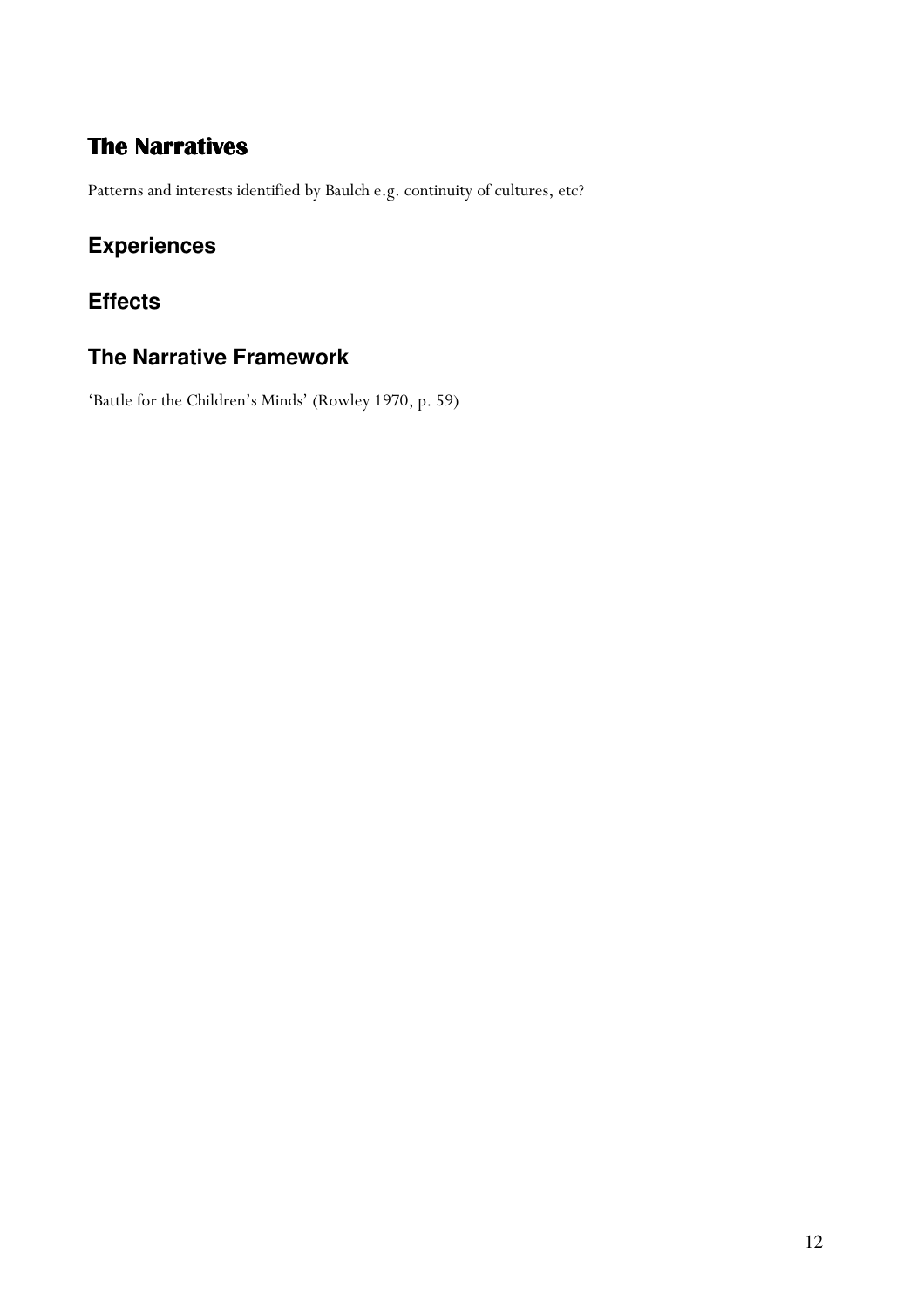# The Narratives

Patterns and interests identified by Baulch e.g. continuity of cultures, etc?

## Experiences

## Effects

## The Narrative Framework

'Battle for the Children's Minds' (Rowley 1970, p. 59)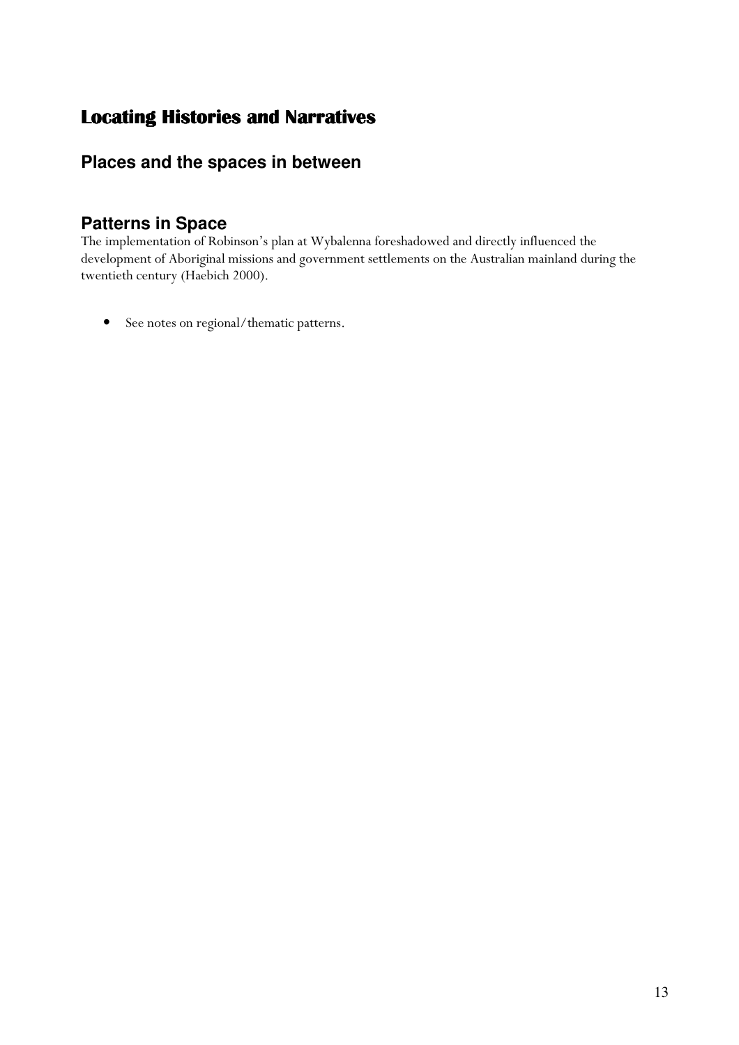# Locating Histories and Narratives

## Places and the spaces in between

## Patterns in Space

The implementation of Robinson's plan at Wybalenna foreshadowed and directly influenced the development of Aboriginal missions and government settlements on the Australian mainland during the twentieth century (Haebich 2000).

- See notes on regional/thematic patterns.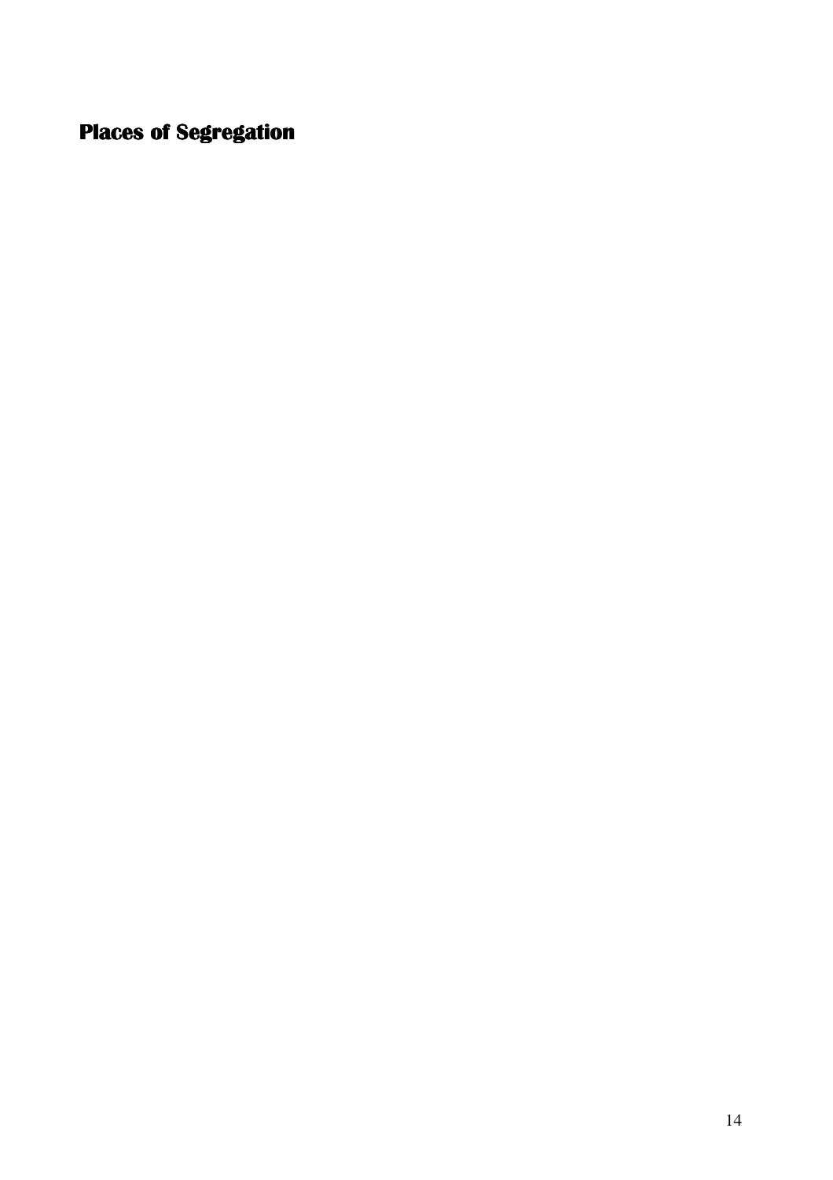## Places of Segregation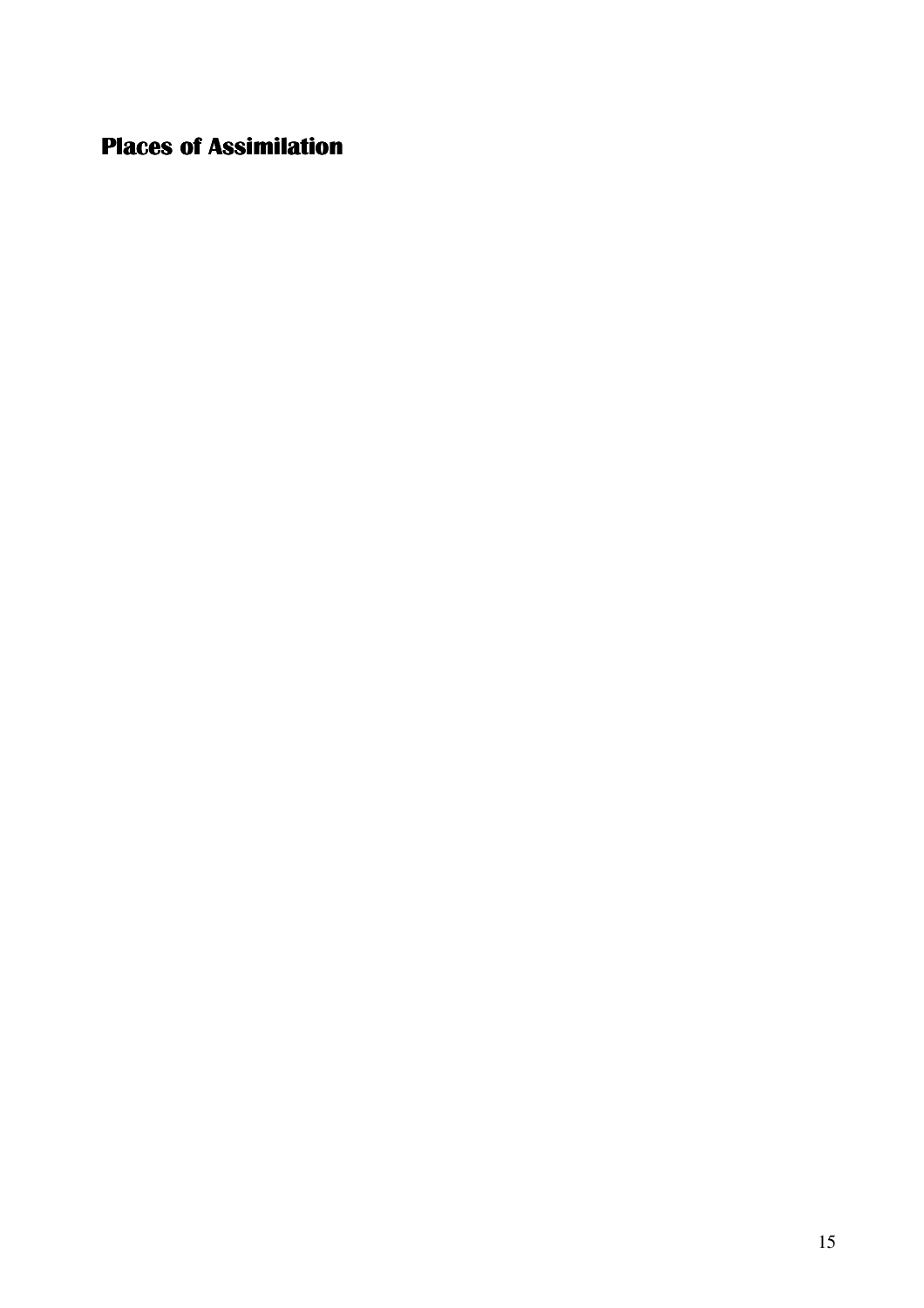## Places of Assimilation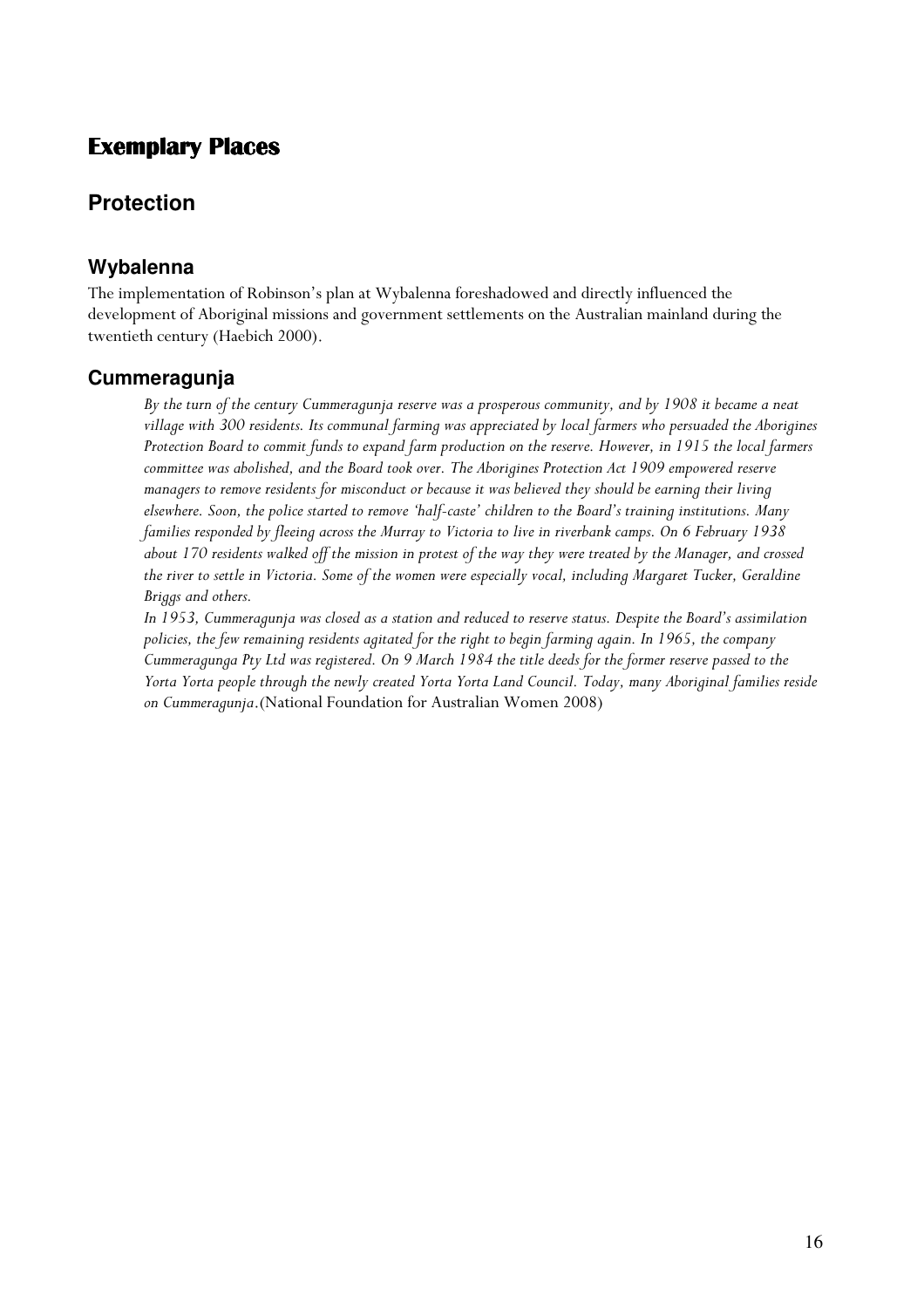# Exemplary Places

## Protection

### Wybalenna

The implementation of Robinson's plan at Wybalenna foreshadowed and directly influenced the development of Aboriginal missions and government settlements on the Australian mainland during the twentieth century (Haebich 2000).

### Cummeragunja

> *By the turn of the century Cummeragunja reserve was a prosperous community, and by 1908 it became a neat village with 300 residents. Its communal farming was appreciated by local farmers who persuaded the Aborigines Protection Board to commit funds to expand farm production on the reserve. However, in 1915 the local farmers committee was abolished, and the Board took over. The Aborigines Protection Act 1909 empowered reserve managers to remove residents for misconduct or because it was believed they should be earning their living elsewhere. Soon, the police started to remove 'half-caste' children to the Board's training institutions. Many families responded by fleeing across the Murray to Victoria to live in riverbank camps. On 6 February 1938 about 170 residents walked off the mission in protest of the way they were treated by the Manager, and crossed the river to settle in Victoria. Some of the women were especially vocal, including Margaret Tucker, Geraldine Briggs and others.*
>
> *In 1953, Cummeragunja was closed as a station and reduced to reserve status. Despite the Board's assimilation policies, the few remaining residents agitated for the right to begin farming again. In 1965, the company Cummeragunga Pty Ltd was registered. On 9 March 1984 the title deeds for the former reserve passed to the Yorta Yorta people through the newly created Yorta Yorta Land Council. Today, many Aboriginal families reside on Cummeragunja*.(National Foundation for Australian Women 2008)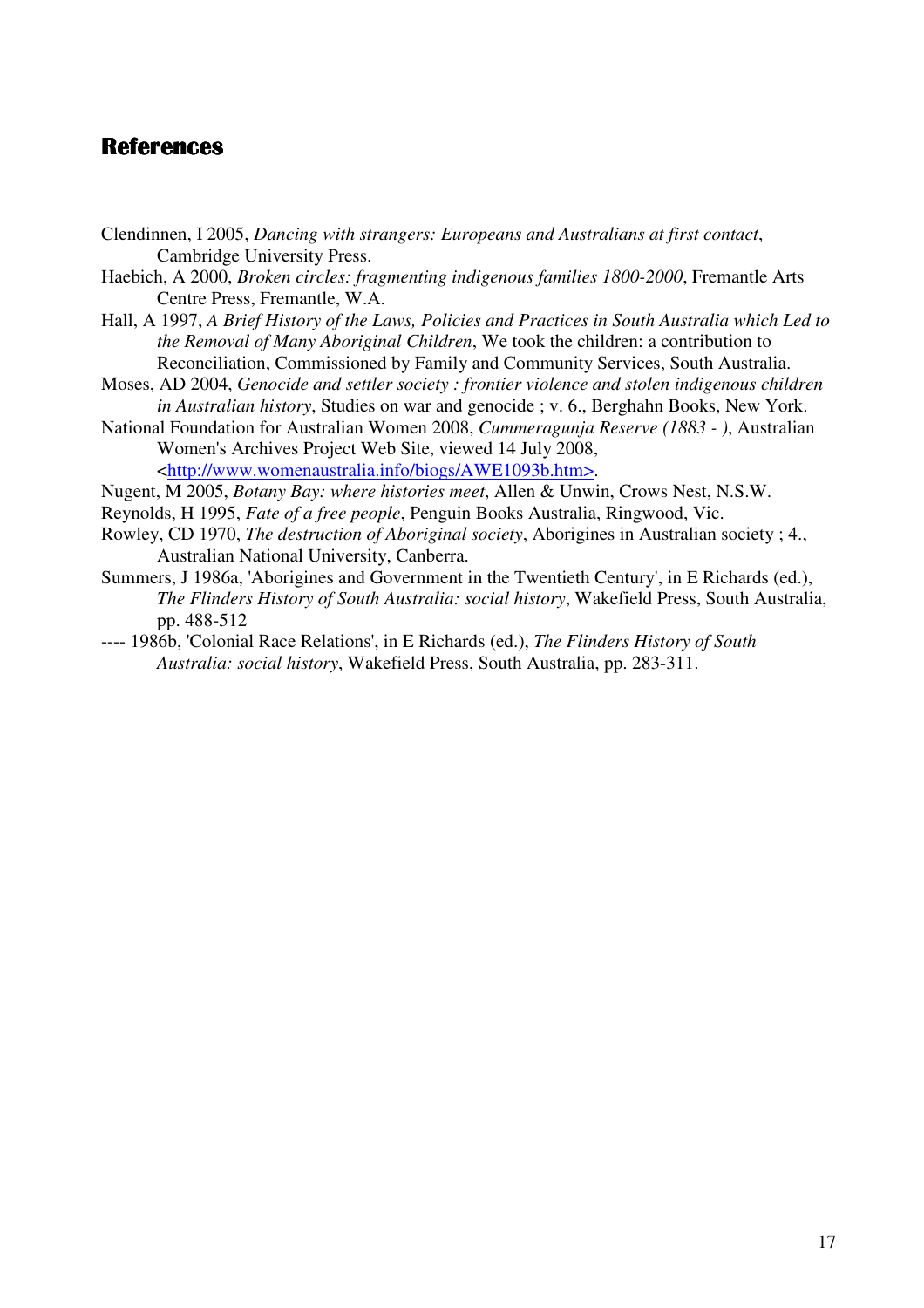## References

Clendinnen, I 2005, *Dancing with strangers: Europeans and Australians at first contact*, Cambridge University Press.

Haebich, A 2000, *Broken circles: fragmenting indigenous families 1800-2000*, Fremantle Arts Centre Press, Fremantle, W.A.

Hall, A 1997, *A Brief History of the Laws, Policies and Practices in South Australia which Led to the Removal of Many Aboriginal Children*, We took the children: a contribution to Reconciliation, Commissioned by Family and Community Services, South Australia.

Moses, AD 2004, *Genocide and settler society : frontier violence and stolen indigenous children in Australian history*, Studies on war and genocide ; v. 6., Berghahn Books, New York.

National Foundation for Australian Women 2008, *Cummeragunja Reserve (1883 - )*, Australian Women's Archives Project Web Site, viewed 14 July 2008, <http://www.womenaustralia.info/biogs/AWE1093b.htm>.

Nugent, M 2005, *Botany Bay: where histories meet*, Allen & Unwin, Crows Nest, N.S.W.

Reynolds, H 1995, *Fate of a free people*, Penguin Books Australia, Ringwood, Vic.

Rowley, CD 1970, *The destruction of Aboriginal society*, Aborigines in Australian society ; 4., Australian National University, Canberra.

Summers, J 1986a, 'Aborigines and Government in the Twentieth Century', in E Richards (ed.), *The Flinders History of South Australia: social history*, Wakefield Press, South Australia, pp. 488-512

---- 1986b, 'Colonial Race Relations', in E Richards (ed.), *The Flinders History of South Australia: social history*, Wakefield Press, South Australia, pp. 283-311.